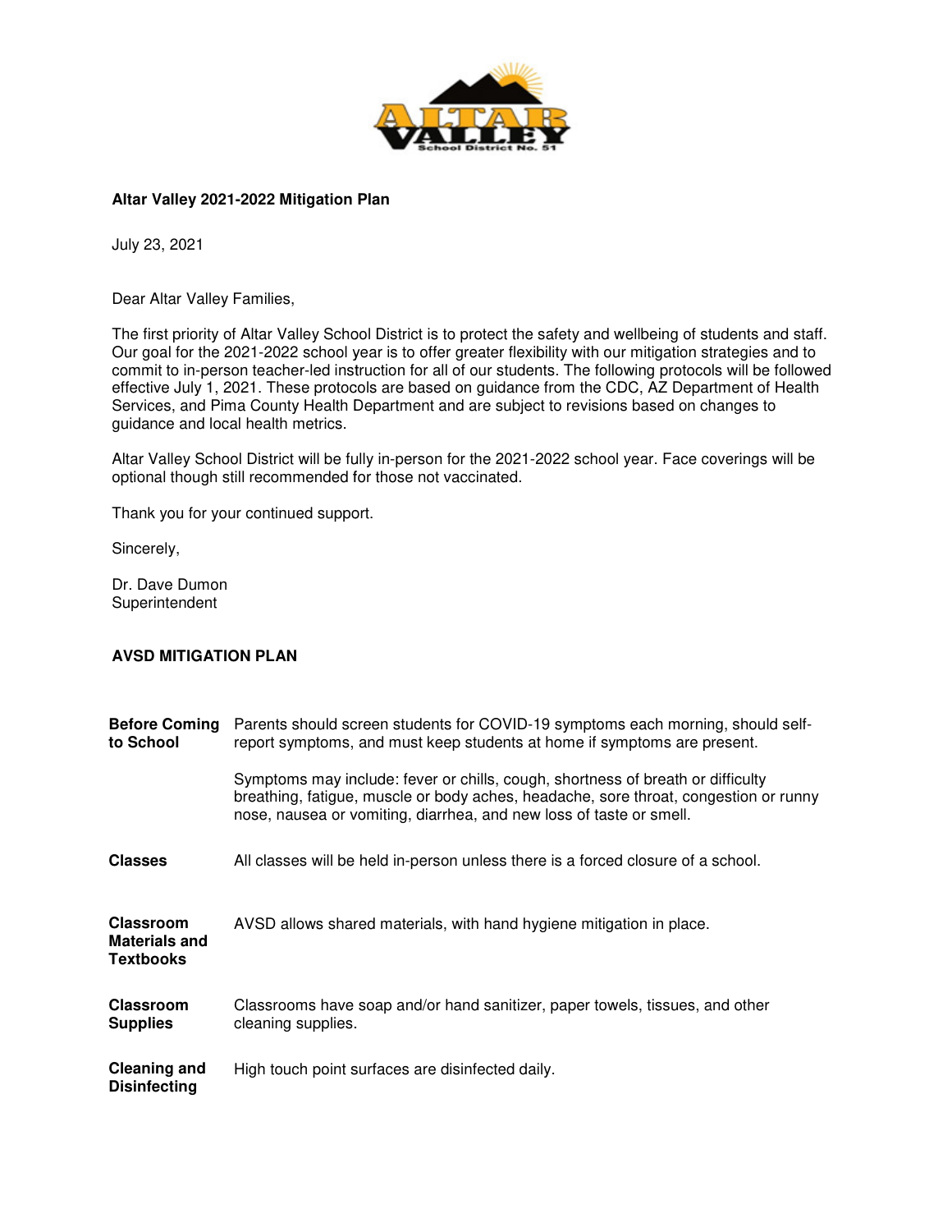**Altar Valley 2021-2022 Mitigation Plan**

July 23, 2021

Dear Altar Valley Families,

The first priority of Altar Valley School District is to protect the safety and wellbeing of students and staff. Our goal for the 2021-2022 school year is to offer greater flexibility with our mitigation strategies and to commit to in-person teacher-led instruction for all of our students. The following protocols will be followed effective July 1, 2021. These protocols are based on guidance from the CDC, AZ Department of Health Services, and Pima County Health Department and are subject to revisions based on changes to guidance and local health metrics.

Altar Valley School District will be fully in-person for the 2021-2022 school year. Face coverings will be optional though still recommended for those not vaccinated.

Thank you for your continued support.

Sincerely,

Dr. Dave Dumon
Superintendent

## AVSD MITIGATION PLAN

| | |
|---|---|
| **Before Coming to School** | Parents should screen students for COVID-19 symptoms each morning, should self-report symptoms, and must keep students at home if symptoms are present.<br><br>Symptoms may include: fever or chills, cough, shortness of breath or difficulty breathing, fatigue, muscle or body aches, headache, sore throat, congestion or runny nose, nausea or vomiting, diarrhea, and new loss of taste or smell. |
| **Classes** | All classes will be held in-person unless there is a forced closure of a school. |
| **Classroom Materials and Textbooks** | AVSD allows shared materials, with hand hygiene mitigation in place. |
| **Classroom Supplies** | Classrooms have soap and/or hand sanitizer, paper towels, tissues, and other cleaning supplies. |
| **Cleaning and Disinfecting** | High touch point surfaces are disinfected daily. |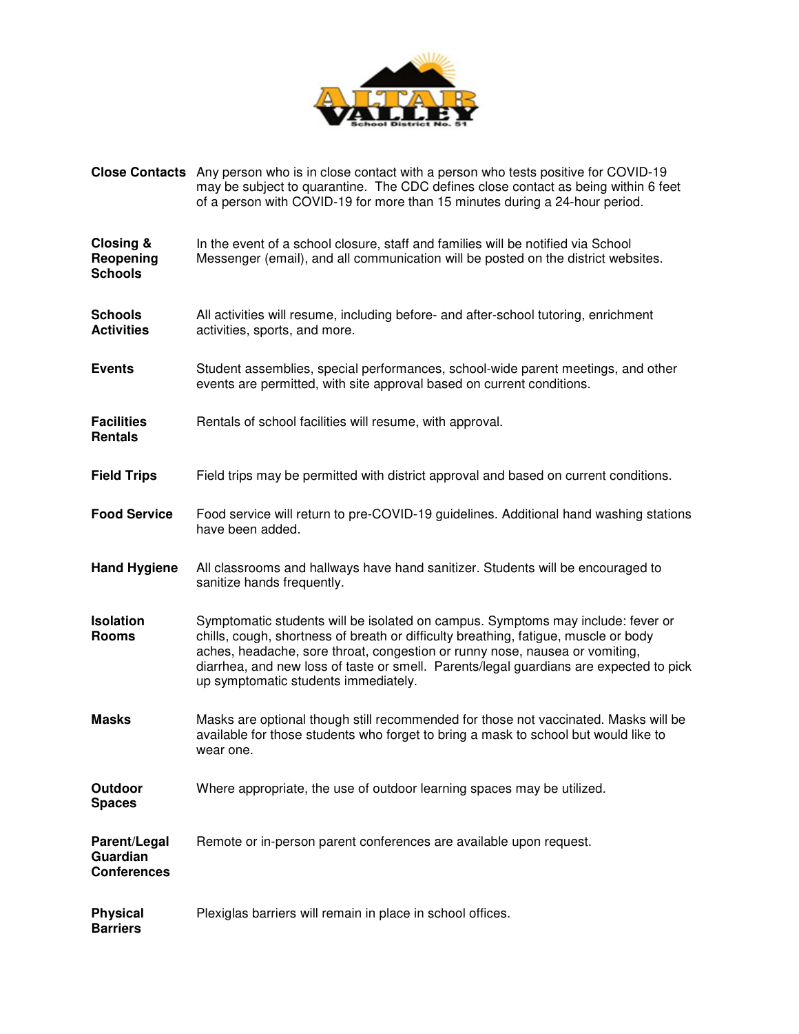| | |
|---|---|
| **Close Contacts** | Any person who is in close contact with a person who tests positive for COVID-19 may be subject to quarantine. The CDC defines close contact as being within 6 feet of a person with COVID-19 for more than 15 minutes during a 24-hour period. |
| **Closing & Reopening Schools** | In the event of a school closure, staff and families will be notified via School Messenger (email), and all communication will be posted on the district websites. |
| **Schools Activities** | All activities will resume, including before- and after-school tutoring, enrichment activities, sports, and more. |
| **Events** | Student assemblies, special performances, school-wide parent meetings, and other events are permitted, with site approval based on current conditions. |
| **Facilities Rentals** | Rentals of school facilities will resume, with approval. |
| **Field Trips** | Field trips may be permitted with district approval and based on current conditions. |
| **Food Service** | Food service will return to pre-COVID-19 guidelines. Additional hand washing stations have been added. |
| **Hand Hygiene** | All classrooms and hallways have hand sanitizer. Students will be encouraged to sanitize hands frequently. |
| **Isolation Rooms** | Symptomatic students will be isolated on campus. Symptoms may include: fever or chills, cough, shortness of breath or difficulty breathing, fatigue, muscle or body aches, headache, sore throat, congestion or runny nose, nausea or vomiting, diarrhea, and new loss of taste or smell. Parents/legal guardians are expected to pick up symptomatic students immediately. |
| **Masks** | Masks are optional though still recommended for those not vaccinated. Masks will be available for those students who forget to bring a mask to school but would like to wear one. |
| **Outdoor Spaces** | Where appropriate, the use of outdoor learning spaces may be utilized. |
| **Parent/Legal Guardian Conferences** | Remote or in-person parent conferences are available upon request. |
| **Physical Barriers** | Plexiglas barriers will remain in place in school offices. |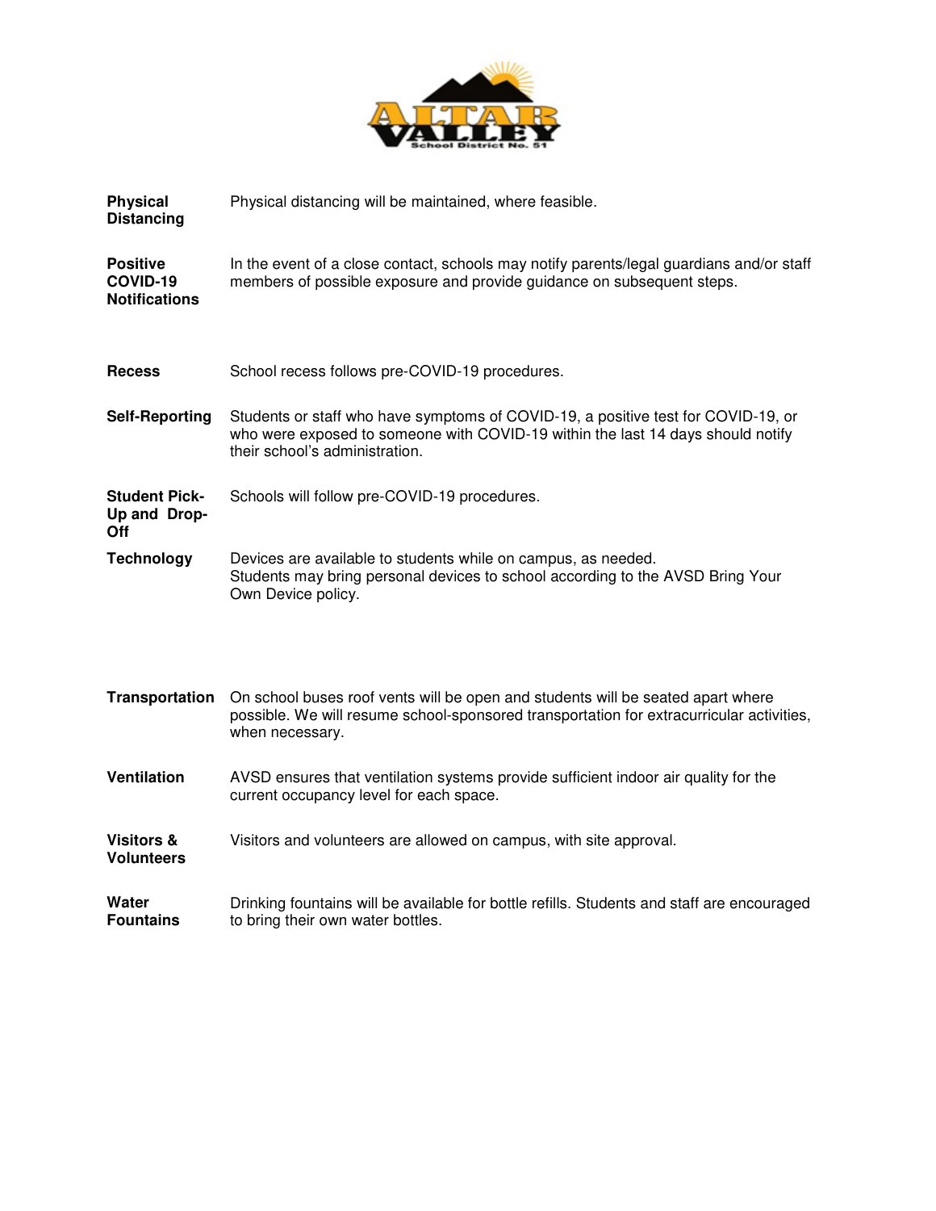| | |
|---|---|
| **Physical Distancing** | Physical distancing will be maintained, where feasible. |
| **Positive COVID-19 Notifications** | In the event of a close contact, schools may notify parents/legal guardians and/or staff members of possible exposure and provide guidance on subsequent steps. |
| **Recess** | School recess follows pre-COVID-19 procedures. |
| **Self-Reporting** | Students or staff who have symptoms of COVID-19, a positive test for COVID-19, or who were exposed to someone with COVID-19 within the last 14 days should notify their school's administration. |
| **Student Pick-Up and Drop-Off** | Schools will follow pre-COVID-19 procedures. |
| **Technology** | Devices are available to students while on campus, as needed. Students may bring personal devices to school according to the AVSD Bring Your Own Device policy. |
| **Transportation** | On school buses roof vents will be open and students will be seated apart where possible. We will resume school-sponsored transportation for extracurricular activities, when necessary. |
| **Ventilation** | AVSD ensures that ventilation systems provide sufficient indoor air quality for the current occupancy level for each space. |
| **Visitors & Volunteers** | Visitors and volunteers are allowed on campus, with site approval. |
| **Water Fountains** | Drinking fountains will be available for bottle refills. Students and staff are encouraged to bring their own water bottles. |